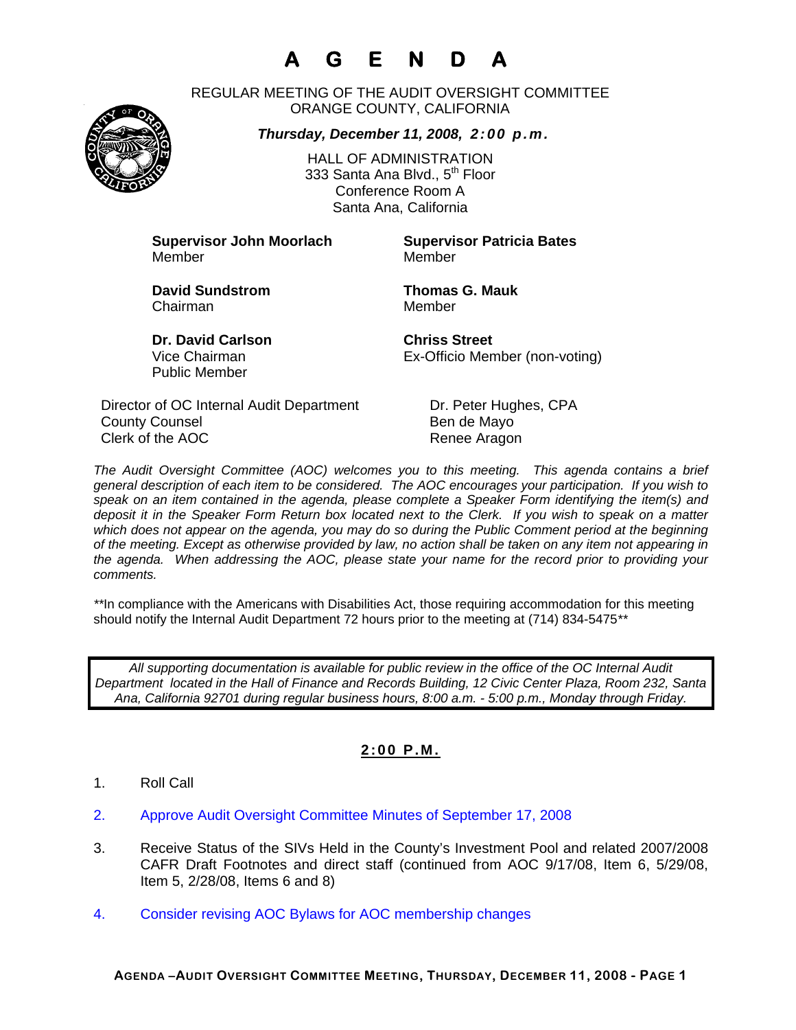# A G E N D A

REGULAR MEETING OF THE AUDIT OVERSIGHT COMMITTEE
ORANGE COUNTY, CALIFORNIA

***Thursday, December 11, 2008, 2:00 p.m.***

HALL OF ADMINISTRATION
333 Santa Ana Blvd., 5th Floor
Conference Room A
Santa Ana, California

**Supervisor John Moorlach**
Member

**Supervisor Patricia Bates**
Member

**David Sundstrom**
Chairman

**Thomas G. Mauk**
Member

**Dr. David Carlson**
Vice Chairman
Public Member

**Chriss Street**
Ex-Officio Member (non-voting)

Director of OC Internal Audit Department — Dr. Peter Hughes, CPA
County Counsel — Ben de Mayo
Clerk of the AOC — Renee Aragon

*The Audit Oversight Committee (AOC) welcomes you to this meeting. This agenda contains a brief general description of each item to be considered. The AOC encourages your participation. If you wish to speak on an item contained in the agenda, please complete a Speaker Form identifying the item(s) and deposit it in the Speaker Form Return box located next to the Clerk. If you wish to speak on a matter which does not appear on the agenda, you may do so during the Public Comment period at the beginning of the meeting. Except as otherwise provided by law, no action shall be taken on any item not appearing in the agenda. When addressing the AOC, please state your name for the record prior to providing your comments.*

**In compliance with the Americans with Disabilities Act, those requiring accommodation for this meeting should notify the Internal Audit Department 72 hours prior to the meeting at (714) 834-5475**

*All supporting documentation is available for public review in the office of the OC Internal Audit Department located in the Hall of Finance and Records Building, 12 Civic Center Plaza, Room 232, Santa Ana, California 92701 during regular business hours, 8:00 a.m. - 5:00 p.m., Monday through Friday.*

**2:00 P.M.**

1. Roll Call

2. Approve Audit Oversight Committee Minutes of September 17, 2008

3. Receive Status of the SIVs Held in the County's Investment Pool and related 2007/2008 CAFR Draft Footnotes and direct staff (continued from AOC 9/17/08, Item 6, 5/29/08, Item 5, 2/28/08, Items 6 and 8)

4. Consider revising AOC Bylaws for AOC membership changes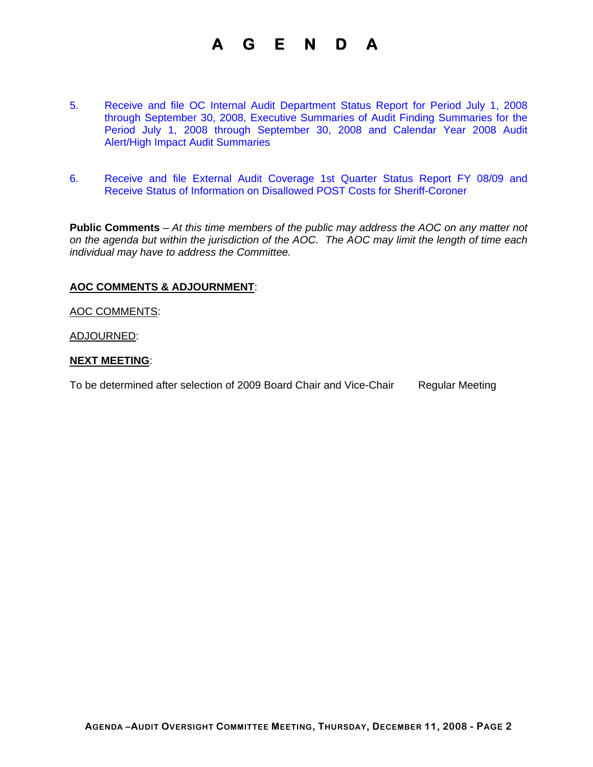# A G E N D A

5. Receive and file OC Internal Audit Department Status Report for Period July 1, 2008 through September 30, 2008, Executive Summaries of Audit Finding Summaries for the Period July 1, 2008 through September 30, 2008 and Calendar Year 2008 Audit Alert/High Impact Audit Summaries

6. Receive and file External Audit Coverage 1st Quarter Status Report FY 08/09 and Receive Status of Information on Disallowed POST Costs for Sheriff-Coroner

**Public Comments** – *At this time members of the public may address the AOC on any matter not on the agenda but within the jurisdiction of the AOC. The AOC may limit the length of time each individual may have to address the Committee.*

**AOC COMMENTS & ADJOURNMENT**:

AOC COMMENTS:

ADJOURNED:

**NEXT MEETING**:

To be determined after selection of 2009 Board Chair and Vice-Chair    Regular Meeting